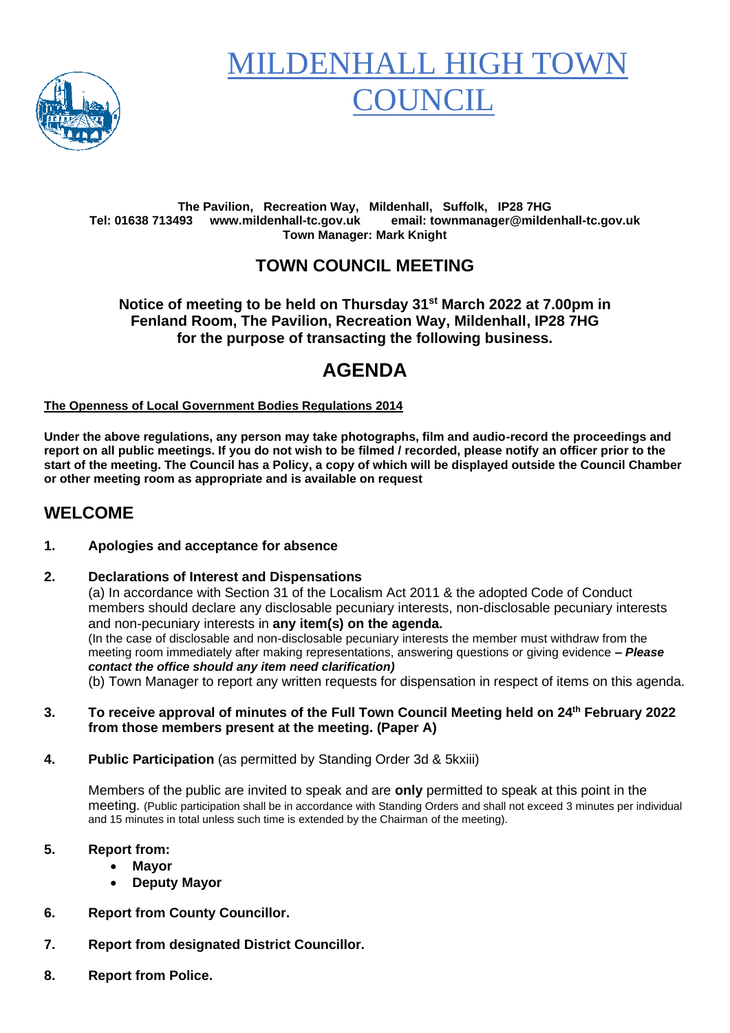# MILDENHALL HIGH TOWN COUNCIL

**The Pavilion, Recreation Way, Mildenhall, Suffolk, IP28 7HG**
**Tel: 01638 713493 www.mildenhall-tc.gov.uk email: townmanager@mildenhall-tc.gov.uk**
**Town Manager: Mark Knight**

## TOWN COUNCIL MEETING

**Notice of meeting to be held on Thursday 31st March 2022 at 7.00pm in Fenland Room, The Pavilion, Recreation Way, Mildenhall, IP28 7HG for the purpose of transacting the following business.**

# AGENDA

**The Openness of Local Government Bodies Regulations 2014**

**Under the above regulations, any person may take photographs, film and audio-record the proceedings and report on all public meetings. If you do not wish to be filmed / recorded, please notify an officer prior to the start of the meeting. The Council has a Policy, a copy of which will be displayed outside the Council Chamber or other meeting room as appropriate and is available on request**

## WELCOME

1. **Apologies and acceptance for absence**

2. **Declarations of Interest and Dispensations**

   (a) In accordance with Section 31 of the Localism Act 2011 & the adopted Code of Conduct members should declare any disclosable pecuniary interests, non-disclosable pecuniary interests and non-pecuniary interests in **any item(s) on the agenda.**

   (In the case of disclosable and non-disclosable pecuniary interests the member must withdraw from the meeting room immediately after making representations, answering questions or giving evidence ***– Please contact the office should any item need clarification)***

   (b) Town Manager to report any written requests for dispensation in respect of items on this agenda.

3. **To receive approval of minutes of the Full Town Council Meeting held on 24th February 2022 from those members present at the meeting. (Paper A)**

4. **Public Participation** (as permitted by Standing Order 3d & 5kxiii)

   Members of the public are invited to speak and are **only** permitted to speak at this point in the meeting. (Public participation shall be in accordance with Standing Orders and shall not exceed 3 minutes per individual and 15 minutes in total unless such time is extended by the Chairman of the meeting).

5. **Report from:**
   - **Mayor**
   - **Deputy Mayor**

6. **Report from County Councillor.**

7. **Report from designated District Councillor.**

8. **Report from Police.**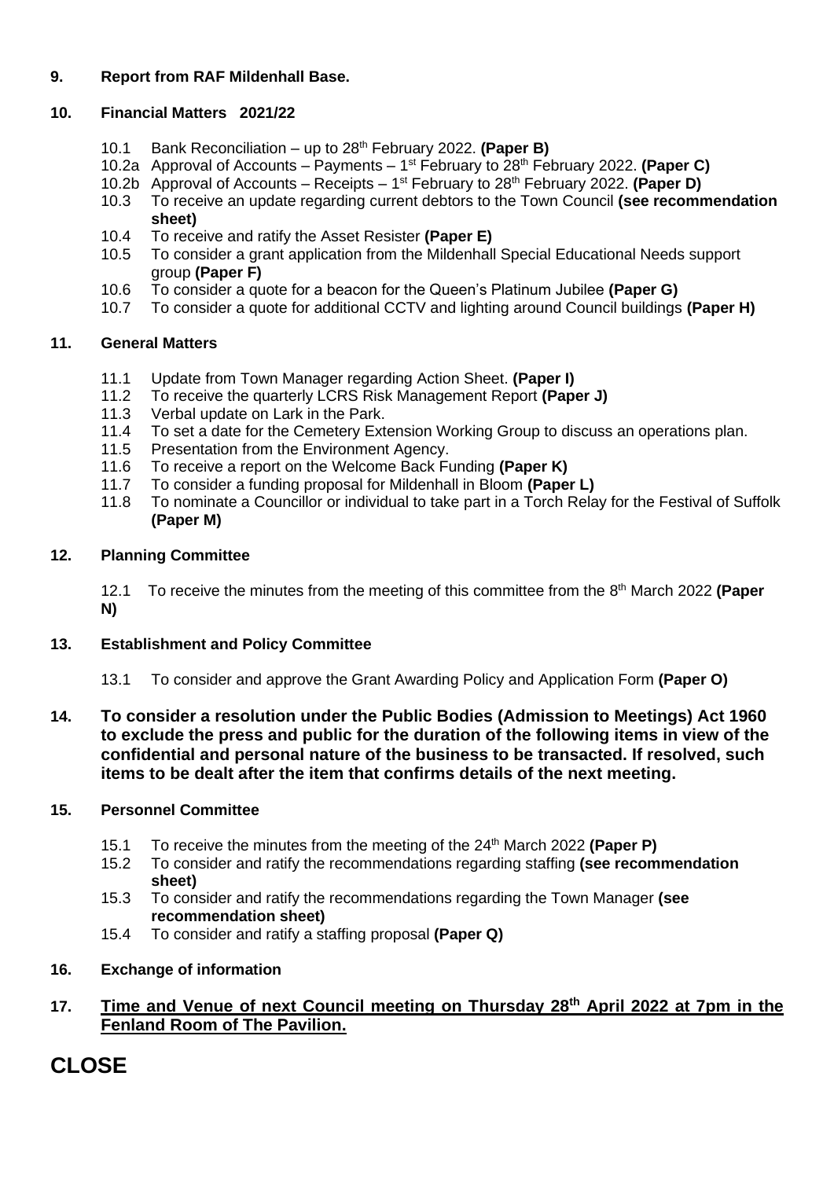**9. Report from RAF Mildenhall Base.**

**10. Financial Matters 2021/22**

- 10.1 Bank Reconciliation – up to 28th February 2022. **(Paper B)**
- 10.2a Approval of Accounts – Payments – 1st February to 28th February 2022. **(Paper C)**
- 10.2b Approval of Accounts – Receipts – 1st February to 28th February 2022. **(Paper D)**
- 10.3 To receive an update regarding current debtors to the Town Council **(see recommendation sheet)**
- 10.4 To receive and ratify the Asset Resister **(Paper E)**
- 10.5 To consider a grant application from the Mildenhall Special Educational Needs support group **(Paper F)**
- 10.6 To consider a quote for a beacon for the Queen's Platinum Jubilee **(Paper G)**
- 10.7 To consider a quote for additional CCTV and lighting around Council buildings **(Paper H)**

**11. General Matters**

- 11.1 Update from Town Manager regarding Action Sheet. **(Paper I)**
- 11.2 To receive the quarterly LCRS Risk Management Report **(Paper J)**
- 11.3 Verbal update on Lark in the Park.
- 11.4 To set a date for the Cemetery Extension Working Group to discuss an operations plan.
- 11.5 Presentation from the Environment Agency.
- 11.6 To receive a report on the Welcome Back Funding **(Paper K)**
- 11.7 To consider a funding proposal for Mildenhall in Bloom **(Paper L)**
- 11.8 To nominate a Councillor or individual to take part in a Torch Relay for the Festival of Suffolk **(Paper M)**

**12. Planning Committee**

- 12.1 To receive the minutes from the meeting of this committee from the 8th March 2022 **(Paper N)**

**13. Establishment and Policy Committee**

- 13.1 To consider and approve the Grant Awarding Policy and Application Form **(Paper O)**

**14. To consider a resolution under the Public Bodies (Admission to Meetings) Act 1960 to exclude the press and public for the duration of the following items in view of the confidential and personal nature of the business to be transacted. If resolved, such items to be dealt after the item that confirms details of the next meeting.**

**15. Personnel Committee**

- 15.1 To receive the minutes from the meeting of the 24th March 2022 **(Paper P)**
- 15.2 To consider and ratify the recommendations regarding staffing **(see recommendation sheet)**
- 15.3 To consider and ratify the recommendations regarding the Town Manager **(see recommendation sheet)**
- 15.4 To consider and ratify a staffing proposal **(Paper Q)**

**16. Exchange of information**

**17. Time and Venue of next Council meeting on Thursday 28th April 2022 at 7pm in the Fenland Room of The Pavilion.**

# CLOSE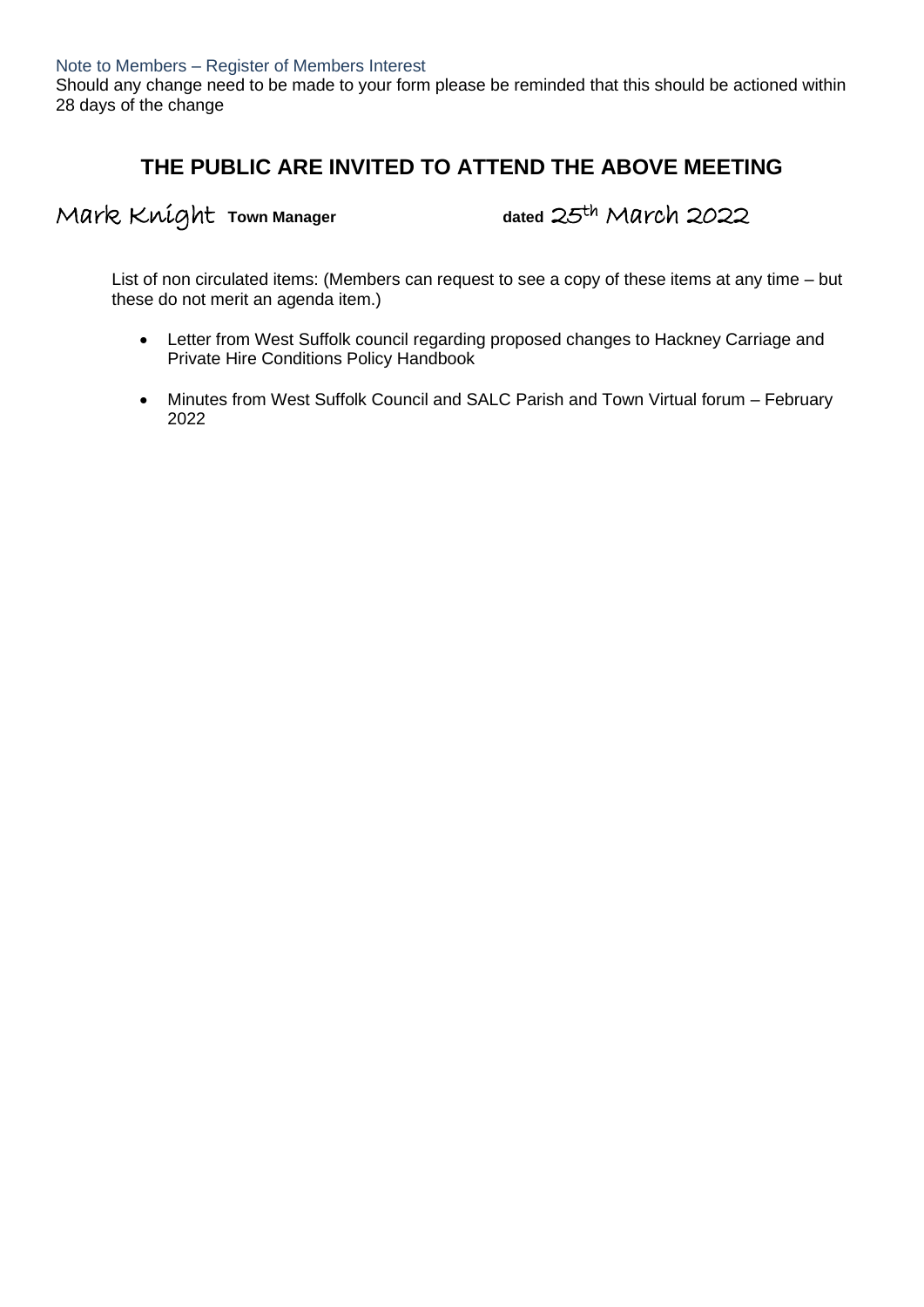Note to Members – Register of Members Interest

Should any change need to be made to your form please be reminded that this should be actioned within 28 days of the change

## THE PUBLIC ARE INVITED TO ATTEND THE ABOVE MEETING

Mark Knight **Town Manager** **dated** 25th March 2022

List of non circulated items: (Members can request to see a copy of these items at any time – but these do not merit an agenda item.)

- Letter from West Suffolk council regarding proposed changes to Hackney Carriage and Private Hire Conditions Policy Handbook
- Minutes from West Suffolk Council and SALC Parish and Town Virtual forum – February 2022